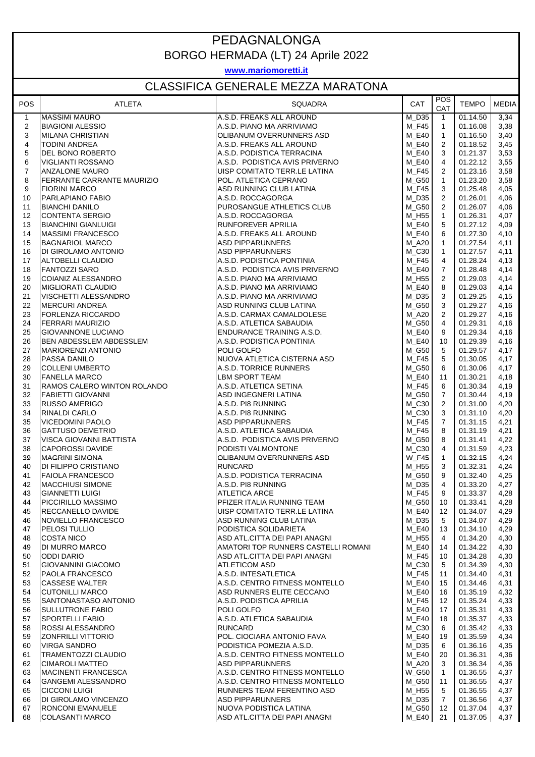# PEDAGNALONGA

## BORGO HERMADA (LT) 24 Aprile 2022

**www.mariomoretti.it**

## CLASSIFICA GENERALE MEZZA MARATONA

| POS | ATLETA | SQUADRA | CAT | POS CAT | TEMPO | MEDIA |
|---|---|---|---|---|---|---|
| 1 | MASSIMI MAURO | A.S.D. FREAKS ALL AROUND | M_D35 | 1 | 01.14.50 | 3,34 |
| 2 | BIAGIONI ALESSIO | A.S.D. PIANO MA ARRIVIAMO | M_F45 | 1 | 01.16.08 | 3,38 |
| 3 | MILANA CHRISTIAN | OLIBANUM OVERRUNNERS ASD | M_E40 | 1 | 01.16.50 | 3,40 |
| 4 | TODINI ANDREA | A.S.D. FREAKS ALL AROUND | M_E40 | 2 | 01.18.52 | 3,45 |
| 5 | DEL BONO ROBERTO | A.S.D. PODISTICA TERRACINA | M_E40 | 3 | 01.21.37 | 3,53 |
| 6 | VIGLIANTI ROSSANO | A.S.D. PODISTICA AVIS PRIVERNO | M_E40 | 4 | 01.22.12 | 3,55 |
| 7 | ANZALONE MAURO | UISP COMITATO TERR.LE LATINA | M_F45 | 2 | 01.23.16 | 3,58 |
| 8 | FERRANTE CARRANTE MAURIZIO | POL. ATLETICA CEPRANO | M_G50 | 1 | 01.23.20 | 3,58 |
| 9 | FIORINI MARCO | ASD RUNNING CLUB LATINA | M_F45 | 3 | 01.25.48 | 4,05 |
| 10 | PARLAPIANO FABIO | A.S.D. ROCCAGORGA | M_D35 | 2 | 01.26.01 | 4,06 |
| 11 | BIANCHI DANILO | PUROSANGUE ATHLETICS CLUB | M_G50 | 2 | 01.26.07 | 4,06 |
| 12 | CONTENTA SERGIO | A.S.D. ROCCAGORGA | M_H55 | 1 | 01.26.31 | 4,07 |
| 13 | BIANCHINI GIANLUIGI | RUNFOREVER APRILIA | M_E40 | 5 | 01.27.12 | 4,09 |
| 14 | MASSIMI FRANCESCO | A.S.D. FREAKS ALL AROUND | M_E40 | 6 | 01.27.30 | 4,10 |
| 15 | BAGNARIOL MARCO | ASD PIPPARUNNERS | M_A20 | 1 | 01.27.54 | 4,11 |
| 16 | DI GIROLAMO ANTONIO | ASD PIPPARUNNERS | M_C30 | 1 | 01.27.57 | 4,11 |
| 17 | ALTOBELLI CLAUDIO | A.S.D. PODISTICA PONTINIA | M_F45 | 4 | 01.28.24 | 4,13 |
| 18 | FANTOZZI SARO | A.S.D. PODISTICA AVIS PRIVERNO | M_E40 | 7 | 01.28.48 | 4,14 |
| 19 | COIANIZ ALESSANDRO | A.S.D. PIANO MA ARRIVIAMO | M_H55 | 2 | 01.29.03 | 4,14 |
| 20 | MIGLIORATI CLAUDIO | A.S.D. PIANO MA ARRIVIAMO | M_E40 | 8 | 01.29.03 | 4,14 |
| 21 | VISCHETTI ALESSANDRO | A.S.D. PIANO MA ARRIVIAMO | M_D35 | 3 | 01.29.25 | 4,15 |
| 22 | MERCURI ANDREA | ASD RUNNING CLUB LATINA | M_G50 | 3 | 01.29.27 | 4,16 |
| 23 | FORLENZA RICCARDO | A.S.D. CARMAX CAMALDOLESE | M_A20 | 2 | 01.29.27 | 4,16 |
| 24 | FERRARI MAURIZIO | A.S.D. ATLETICA SABAUDIA | M_G50 | 4 | 01.29.31 | 4,16 |
| 25 | GIOVANNONE LUCIANO | ENDURANCE TRAINING A.S.D. | M_E40 | 9 | 01.29.34 | 4,16 |
| 26 | BEN ABDESSLEM ABDESSLEM | A.S.D. PODISTICA PONTINIA | M_E40 | 10 | 01.29.39 | 4,16 |
| 27 | MARIORENZI ANTONIO | POLI GOLFO | M_G50 | 5 | 01.29.57 | 4,17 |
| 28 | PASSA DANILO | NUOVA ATLETICA CISTERNA ASD | M_F45 | 5 | 01.30.05 | 4,17 |
| 29 | COLLENI UMBERTO | A.S.D. TORRICE RUNNERS | M_G50 | 6 | 01.30.06 | 4,17 |
| 30 | FANELLA MARCO | LBM SPORT TEAM | M_E40 | 11 | 01.30.21 | 4,18 |
| 31 | RAMOS CALERO WINTON ROLANDO | A.S.D. ATLETICA SETINA | M_F45 | 6 | 01.30.34 | 4,19 |
| 32 | FABIETTI GIOVANNI | ASD INGEGNERI LATINA | M_G50 | 7 | 01.30.44 | 4,19 |
| 33 | RUSSO AMERIGO | A.S.D. PI8 RUNNING | M_C30 | 2 | 01.31.00 | 4,20 |
| 34 | RINALDI CARLO | A.S.D. PI8 RUNNING | M_C30 | 3 | 01.31.10 | 4,20 |
| 35 | VICEDOMINI PAOLO | ASD PIPPARUNNERS | M_F45 | 7 | 01.31.15 | 4,21 |
| 36 | GATTUSO DEMETRIO | A.S.D. ATLETICA SABAUDIA | M_F45 | 8 | 01.31.19 | 4,21 |
| 37 | VISCA GIOVANNI BATTISTA | A.S.D. PODISTICA AVIS PRIVERNO | M_G50 | 8 | 01.31.41 | 4,22 |
| 38 | CAPOROSSI DAVIDE | PODISTI VALMONTONE | M_C30 | 4 | 01.31.59 | 4,23 |
| 39 | MAGRINI SIMONA | OLIBANUM OVERRUNNERS ASD | W_F45 | 1 | 01.32.15 | 4,24 |
| 40 | DI FILIPPO CRISTIANO | RUNCARD | M_H55 | 3 | 01.32.31 | 4,24 |
| 41 | FAIOLA FRANCESCO | A.S.D. PODISTICA TERRACINA | M_G50 | 9 | 01.32.40 | 4,25 |
| 42 | MACCHIUSI SIMONE | A.S.D. PI8 RUNNING | M_D35 | 4 | 01.33.20 | 4,27 |
| 43 | GIANNETTI LUIGI | ATLETICA ARCE | M_F45 | 9 | 01.33.37 | 4,28 |
| 44 | PICCIRILLO MASSIMO | PFIZER ITALIA RUNNING TEAM | M_G50 | 10 | 01.33.41 | 4,28 |
| 45 | RECCANELLO DAVIDE | UISP COMITATO TERR.LE LATINA | M_E40 | 12 | 01.34.07 | 4,29 |
| 46 | NOVIELLO FRANCESCO | ASD RUNNING CLUB LATINA | M_D35 | 5 | 01.34.07 | 4,29 |
| 47 | PELOSI TULLIO | PODISTICA SOLIDARIETA | M_E40 | 13 | 01.34.10 | 4,29 |
| 48 | COSTA NICO | ASD ATL.CITTA DEI PAPI ANAGNI | M_H55 | 4 | 01.34.20 | 4,30 |
| 49 | DI MURRO MARCO | AMATORI TOP RUNNERS CASTELLI ROMANI | M_E40 | 14 | 01.34.22 | 4,30 |
| 50 | ODDI DARIO | ASD ATL.CITTA DEI PAPI ANAGNI | M_F45 | 10 | 01.34.28 | 4,30 |
| 51 | GIOVANNINI GIACOMO | ATLETICOM ASD | M_C30 | 5 | 01.34.39 | 4,30 |
| 52 | PAOLA FRANCESCO | A.S.D. INTESATLETICA | M_F45 | 11 | 01.34.40 | 4,31 |
| 53 | CASSESE WALTER | A.S.D. CENTRO FITNESS MONTELLO | M_E40 | 15 | 01.34.46 | 4,31 |
| 54 | CUTONILLI MARCO | ASD RUNNERS ELITE CECCANO | M_E40 | 16 | 01.35.19 | 4,32 |
| 55 | SANTONASTASO ANTONIO | A.S.D. PODISTICA APRILIA | M_F45 | 12 | 01.35.24 | 4,33 |
| 56 | SULLUTRONE FABIO | POLI GOLFO | M_E40 | 17 | 01.35.31 | 4,33 |
| 57 | SPORTELLI FABIO | A.S.D. ATLETICA SABAUDIA | M_E40 | 18 | 01.35.37 | 4,33 |
| 58 | ROSSI ALESSANDRO | RUNCARD | M_C30 | 6 | 01.35.42 | 4,33 |
| 59 | ZONFRILLI VITTORIO | POL. CIOCIARA ANTONIO FAVA | M_E40 | 19 | 01.35.59 | 4,34 |
| 60 | VIRGA SANDRO | PODISTICA POMEZIA A.S.D. | M_D35 | 6 | 01.36.16 | 4,35 |
| 61 | TRAMENTOZZI CLAUDIO | A.S.D. CENTRO FITNESS MONTELLO | M_E40 | 20 | 01.36.31 | 4,36 |
| 62 | CIMAROLI MATTEO | ASD PIPPARUNNERS | M_A20 | 3 | 01.36.34 | 4,36 |
| 63 | MACINENTI FRANCESCA | A.S.D. CENTRO FITNESS MONTELLO | W_G50 | 1 | 01.36.55 | 4,37 |
| 64 | GANGEMI ALESSANDRO | A.S.D. CENTRO FITNESS MONTELLO | M_G50 | 11 | 01.36.55 | 4,37 |
| 65 | CICCONI LUIGI | RUNNERS TEAM FERENTINO ASD | M_H55 | 5 | 01.36.55 | 4,37 |
| 66 | DI GIROLAMO VINCENZO | ASD PIPPARUNNERS | M_D35 | 7 | 01.36.56 | 4,37 |
| 67 | RONCONI EMANUELE | NUOVA PODISTICA LATINA | M_G50 | 12 | 01.37.04 | 4,37 |
| 68 | COLASANTI MARCO | ASD ATL.CITTA DEI PAPI ANAGNI | M_E40 | 21 | 01.37.05 | 4,37 |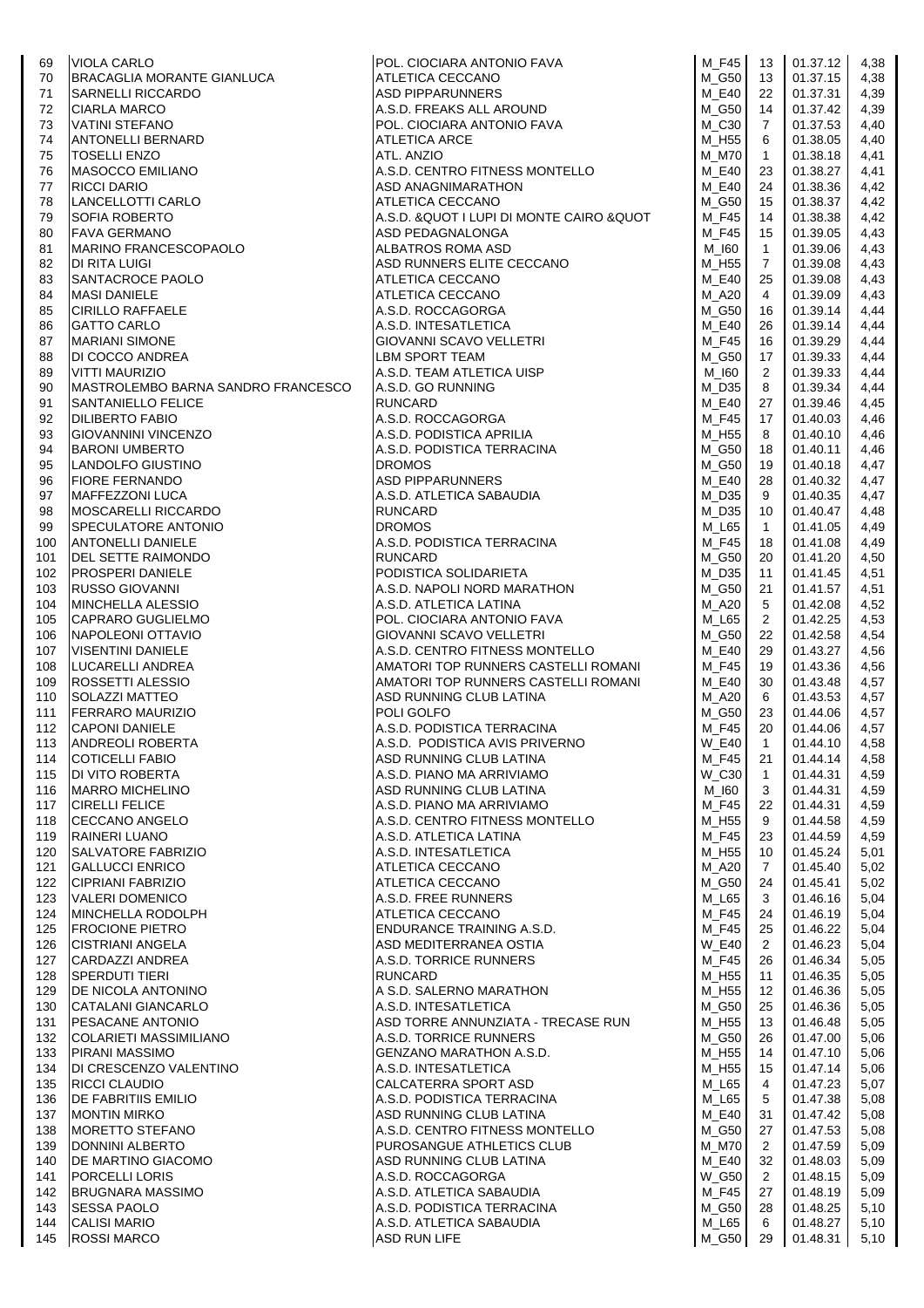| | | | | | | |
|---|---|---|---|---|---|---|
| 69 | VIOLA CARLO | POL. CIOCIARA ANTONIO FAVA | M_F45 | 13 | 01.37.12 | 4,38 |
| 70 | BRACAGLIA MORANTE GIANLUCA | ATLETICA CECCANO | M_G50 | 13 | 01.37.15 | 4,38 |
| 71 | SARNELLI RICCARDO | ASD PIPPARUNNERS | M_E40 | 22 | 01.37.31 | 4,39 |
| 72 | CIARLA MARCO | A.S.D. FREAKS ALL AROUND | M_G50 | 14 | 01.37.42 | 4,39 |
| 73 | VATINI STEFANO | POL. CIOCIARA ANTONIO FAVA | M_C30 | 7 | 01.37.53 | 4,40 |
| 74 | ANTONELLI BERNARD | ATLETICA ARCE | M_H55 | 6 | 01.38.05 | 4,40 |
| 75 | TOSELLI ENZO | ATL. ANZIO | M_M70 | 1 | 01.38.18 | 4,41 |
| 76 | MASOCCO EMILIANO | A.S.D. CENTRO FITNESS MONTELLO | M_E40 | 23 | 01.38.27 | 4,41 |
| 77 | RICCI DARIO | ASD ANAGNIMARATHON | M_E40 | 24 | 01.38.36 | 4,42 |
| 78 | LANCELLOTTI CARLO | ATLETICA CECCANO | M_G50 | 15 | 01.38.37 | 4,42 |
| 79 | SOFIA ROBERTO | A.S.D. &QUOT I LUPI DI MONTE CAIRO &QUOT | M_F45 | 14 | 01.38.38 | 4,42 |
| 80 | FAVA GERMANO | ASD PEDAGNALONGA | M_F45 | 15 | 01.39.05 | 4,43 |
| 81 | MARINO FRANCESCOPAOLO | ALBATROS ROMA ASD | M_I60 | 1 | 01.39.06 | 4,43 |
| 82 | DI RITA LUIGI | ASD RUNNERS ELITE CECCANO | M_H55 | 7 | 01.39.08 | 4,43 |
| 83 | SANTACROCE PAOLO | ATLETICA CECCANO | M_E40 | 25 | 01.39.08 | 4,43 |
| 84 | MASI DANIELE | ATLETICA CECCANO | M_A20 | 4 | 01.39.09 | 4,43 |
| 85 | CIRILLO RAFFAELE | A.S.D. ROCCAGORGA | M_G50 | 16 | 01.39.14 | 4,44 |
| 86 | GATTO CARLO | A.S.D. INTESATLETICA | M_E40 | 26 | 01.39.14 | 4,44 |
| 87 | MARIANI SIMONE | GIOVANNI SCAVO VELLETRI | M_F45 | 16 | 01.39.29 | 4,44 |
| 88 | DI COCCO ANDREA | LBM SPORT TEAM | M_G50 | 17 | 01.39.33 | 4,44 |
| 89 | VITTI MAURIZIO | A.S.D. TEAM ATLETICA UISP | M_I60 | 2 | 01.39.33 | 4,44 |
| 90 | MASTROLEMBO BARNA SANDRO FRANCESCO | A.S.D. GO RUNNING | M_D35 | 8 | 01.39.34 | 4,44 |
| 91 | SANTANIELLO FELICE | RUNCARD | M_E40 | 27 | 01.39.46 | 4,45 |
| 92 | DILIBERTO FABIO | A.S.D. ROCCAGORGA | M_F45 | 17 | 01.40.03 | 4,46 |
| 93 | GIOVANNINI VINCENZO | A.S.D. PODISTICA APRILIA | M_H55 | 8 | 01.40.10 | 4,46 |
| 94 | BARONI UMBERTO | A.S.D. PODISTICA TERRACINA | M_G50 | 18 | 01.40.11 | 4,46 |
| 95 | LANDOLFO GIUSTINO | DROMOS | M_G50 | 19 | 01.40.18 | 4,47 |
| 96 | FIORE FERNANDO | ASD PIPPARUNNERS | M_E40 | 28 | 01.40.32 | 4,47 |
| 97 | MAFFEZZONI LUCA | A.S.D. ATLETICA SABAUDIA | M_D35 | 9 | 01.40.35 | 4,47 |
| 98 | MOSCARELLI RICCARDO | RUNCARD | M_D35 | 10 | 01.40.47 | 4,48 |
| 99 | SPECULATORE ANTONIO | DROMOS | M_L65 | 1 | 01.41.05 | 4,49 |
| 100 | ANTONELLI DANIELE | A.S.D. PODISTICA TERRACINA | M_F45 | 18 | 01.41.08 | 4,49 |
| 101 | DEL SETTE RAIMONDO | RUNCARD | M_G50 | 20 | 01.41.20 | 4,50 |
| 102 | PROSPERI DANIELE | PODISTICA SOLIDARIETA | M_D35 | 11 | 01.41.45 | 4,51 |
| 103 | RUSSO GIOVANNI | A.S.D. NAPOLI NORD MARATHON | M_G50 | 21 | 01.41.57 | 4,51 |
| 104 | MINCHELLA ALESSIO | A.S.D. ATLETICA LATINA | M_A20 | 5 | 01.42.08 | 4,52 |
| 105 | CAPRARO GUGLIELMO | POL. CIOCIARA ANTONIO FAVA | M_L65 | 2 | 01.42.25 | 4,53 |
| 106 | NAPOLEONI OTTAVIO | GIOVANNI SCAVO VELLETRI | M_G50 | 22 | 01.42.58 | 4,54 |
| 107 | VISENTINI DANIELE | A.S.D. CENTRO FITNESS MONTELLO | M_E40 | 29 | 01.43.27 | 4,56 |
| 108 | LUCARELLI ANDREA | AMATORI TOP RUNNERS CASTELLI ROMANI | M_F45 | 19 | 01.43.36 | 4,56 |
| 109 | ROSSETTI ALESSIO | AMATORI TOP RUNNERS CASTELLI ROMANI | M_E40 | 30 | 01.43.48 | 4,57 |
| 110 | SOLAZZI MATTEO | ASD RUNNING CLUB LATINA | M_A20 | 6 | 01.43.53 | 4,57 |
| 111 | FERRARO MAURIZIO | POLI GOLFO | M_G50 | 23 | 01.44.06 | 4,57 |
| 112 | CAPONI DANIELE | A.S.D. PODISTICA TERRACINA | M_F45 | 20 | 01.44.06 | 4,57 |
| 113 | ANDREOLI ROBERTA | A.S.D. PODISTICA AVIS PRIVERNO | W_E40 | 1 | 01.44.10 | 4,58 |
| 114 | COTICELLI FABIO | ASD RUNNING CLUB LATINA | M_F45 | 21 | 01.44.14 | 4,58 |
| 115 | DI VITO ROBERTA | A.S.D. PIANO MA ARRIVIAMO | W_C30 | 1 | 01.44.31 | 4,59 |
| 116 | MARRO MICHELINO | ASD RUNNING CLUB LATINA | M_I60 | 3 | 01.44.31 | 4,59 |
| 117 | CIRELLI FELICE | A.S.D. PIANO MA ARRIVIAMO | M_F45 | 22 | 01.44.31 | 4,59 |
| 118 | CECCANO ANGELO | A.S.D. CENTRO FITNESS MONTELLO | M_H55 | 9 | 01.44.58 | 4,59 |
| 119 | RAINERI LUANO | A.S.D. ATLETICA LATINA | M_F45 | 23 | 01.44.59 | 4,59 |
| 120 | SALVATORE FABRIZIO | A.S.D. INTESATLETICA | M_H55 | 10 | 01.45.24 | 5,01 |
| 121 | GALLUCCI ENRICO | ATLETICA CECCANO | M_A20 | 7 | 01.45.40 | 5,02 |
| 122 | CIPRIANI FABRIZIO | ATLETICA CECCANO | M_G50 | 24 | 01.45.41 | 5,02 |
| 123 | VALERI DOMENICO | A.S.D. FREE RUNNERS | M_L65 | 3 | 01.46.16 | 5,04 |
| 124 | MINCHELLA RODOLPH | ATLETICA CECCANO | M_F45 | 24 | 01.46.19 | 5,04 |
| 125 | FROCIONE PIETRO | ENDURANCE TRAINING A.S.D. | M_F45 | 25 | 01.46.22 | 5,04 |
| 126 | CISTRIANI ANGELA | ASD MEDITERRANEA OSTIA | W_E40 | 2 | 01.46.23 | 5,04 |
| 127 | CARDAZZI ANDREA | A.S.D. TORRICE RUNNERS | M_F45 | 26 | 01.46.34 | 5,05 |
| 128 | SPERDUTI TIERI | RUNCARD | M_H55 | 11 | 01.46.35 | 5,05 |
| 129 | DE NICOLA ANTONINO | A S.D. SALERNO MARATHON | M_H55 | 12 | 01.46.36 | 5,05 |
| 130 | CATALANI GIANCARLO | A.S.D. INTESATLETICA | M_G50 | 25 | 01.46.36 | 5,05 |
| 131 | PESACANE ANTONIO | ASD TORRE ANNUNZIATA - TRECASE RUN | M_H55 | 13 | 01.46.48 | 5,05 |
| 132 | COLARIETI MASSIMILIANO | A.S.D. TORRICE RUNNERS | M_G50 | 26 | 01.47.00 | 5,06 |
| 133 | PIRANI MASSIMO | GENZANO MARATHON A.S.D. | M_H55 | 14 | 01.47.10 | 5,06 |
| 134 | DI CRESCENZO VALENTINO | A.S.D. INTESATLETICA | M_H55 | 15 | 01.47.14 | 5,06 |
| 135 | RICCI CLAUDIO | CALCATERRA SPORT ASD | M_L65 | 4 | 01.47.23 | 5,07 |
| 136 | DE FABRITIIS EMILIO | A.S.D. PODISTICA TERRACINA | M_L65 | 5 | 01.47.38 | 5,08 |
| 137 | MONTIN MIRKO | ASD RUNNING CLUB LATINA | M_E40 | 31 | 01.47.42 | 5,08 |
| 138 | MORETTO STEFANO | A.S.D. CENTRO FITNESS MONTELLO | M_G50 | 27 | 01.47.53 | 5,08 |
| 139 | DONNINI ALBERTO | PUROSANGUE ATHLETICS CLUB | M_M70 | 2 | 01.47.59 | 5,09 |
| 140 | DE MARTINO GIACOMO | ASD RUNNING CLUB LATINA | M_E40 | 32 | 01.48.03 | 5,09 |
| 141 | PORCELLI LORIS | A.S.D. ROCCAGORGA | W_G50 | 2 | 01.48.15 | 5,09 |
| 142 | BRUGNARA MASSIMO | A.S.D. ATLETICA SABAUDIA | M_F45 | 27 | 01.48.19 | 5,09 |
| 143 | SESSA PAOLO | A.S.D. PODISTICA TERRACINA | M_G50 | 28 | 01.48.25 | 5,10 |
| 144 | CALISI MARIO | A.S.D. ATLETICA SABAUDIA | M_L65 | 6 | 01.48.27 | 5,10 |
| 145 | ROSSI MARCO | ASD RUN LIFE | M_G50 | 29 | 01.48.31 | 5,10 |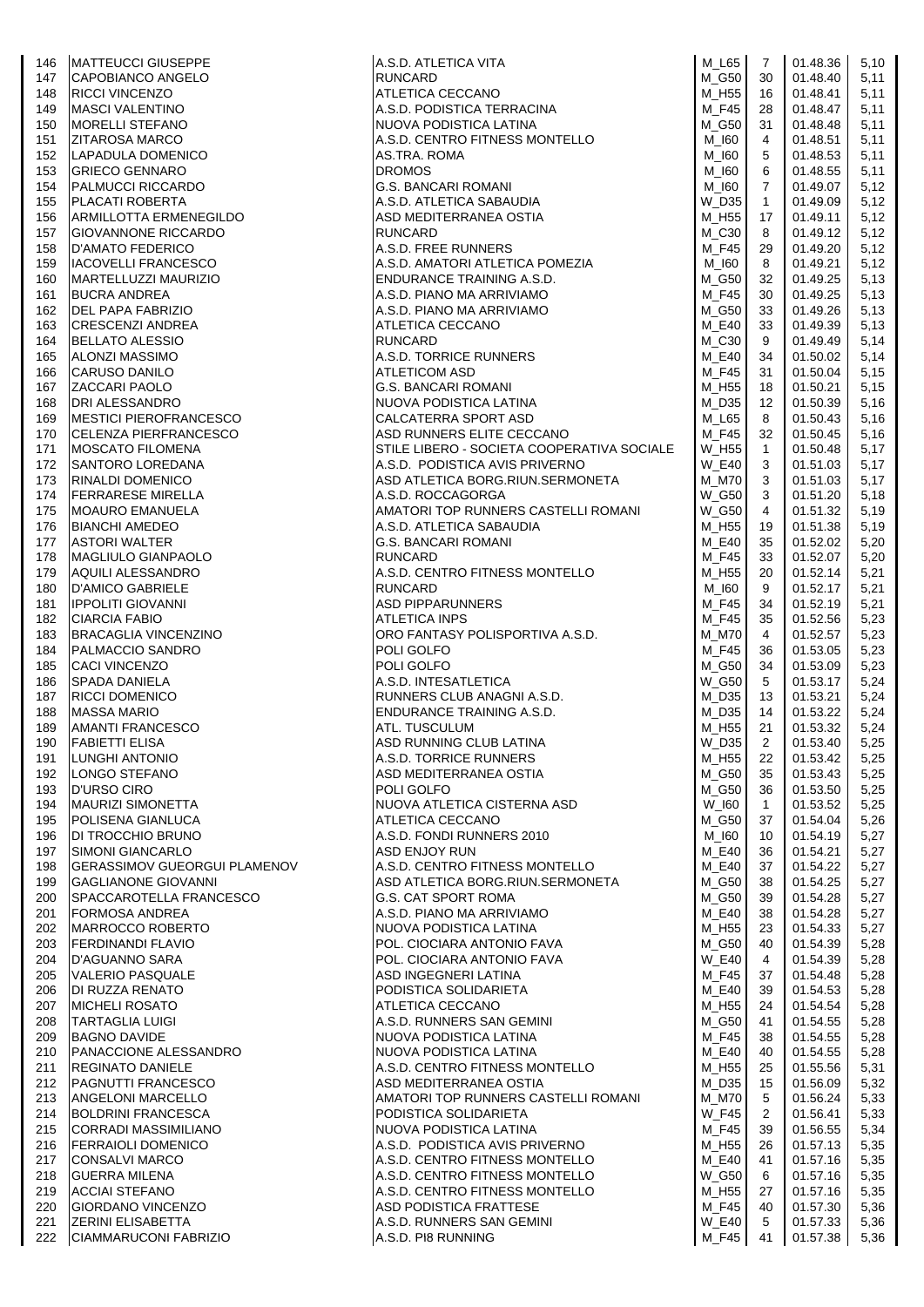| | | | | | | |
|---|---|---|---|---|---|---|
| 146 | MATTEUCCI GIUSEPPE | A.S.D. ATLETICA VITA | M_L65 | 7 | 01.48.36 | 5,10 |
| 147 | CAPOBIANCO ANGELO | RUNCARD | M_G50 | 30 | 01.48.40 | 5,11 |
| 148 | RICCI VINCENZO | ATLETICA CECCANO | M_H55 | 16 | 01.48.41 | 5,11 |
| 149 | MASCI VALENTINO | A.S.D. PODISTICA TERRACINA | M_F45 | 28 | 01.48.47 | 5,11 |
| 150 | MORELLI STEFANO | NUOVA PODISTICA LATINA | M_G50 | 31 | 01.48.48 | 5,11 |
| 151 | ZITAROSA MARCO | A.S.D. CENTRO FITNESS MONTELLO | M_I60 | 4 | 01.48.51 | 5,11 |
| 152 | LAPADULA DOMENICO | AS.TRA. ROMA | M_I60 | 5 | 01.48.53 | 5,11 |
| 153 | GRIECO GENNARO | DROMOS | M_I60 | 6 | 01.48.55 | 5,11 |
| 154 | PALMUCCI RICCARDO | G.S. BANCARI ROMANI | M_I60 | 7 | 01.49.07 | 5,12 |
| 155 | PLACATI ROBERTA | A.S.D. ATLETICA SABAUDIA | W_D35 | 1 | 01.49.09 | 5,12 |
| 156 | ARMILLOTTA ERMENEGILDO | ASD MEDITERRANEA OSTIA | M_H55 | 17 | 01.49.11 | 5,12 |
| 157 | GIOVANNONE RICCARDO | RUNCARD | M_C30 | 8 | 01.49.12 | 5,12 |
| 158 | D'AMATO FEDERICO | A.S.D. FREE RUNNERS | M_F45 | 29 | 01.49.20 | 5,12 |
| 159 | IACOVELLI FRANCESCO | A.S.D. AMATORI ATLETICA POMEZIA | M_I60 | 8 | 01.49.21 | 5,12 |
| 160 | MARTELLUZZI MAURIZIO | ENDURANCE TRAINING A.S.D. | M_G50 | 32 | 01.49.25 | 5,13 |
| 161 | BUCRA ANDREA | A.S.D. PIANO MA ARRIVIAMO | M_F45 | 30 | 01.49.25 | 5,13 |
| 162 | DEL PAPA FABRIZIO | A.S.D. PIANO MA ARRIVIAMO | M_G50 | 33 | 01.49.26 | 5,13 |
| 163 | CRESCENZI ANDREA | ATLETICA CECCANO | M_E40 | 33 | 01.49.39 | 5,13 |
| 164 | BELLATO ALESSIO | RUNCARD | M_C30 | 9 | 01.49.49 | 5,14 |
| 165 | ALONZI MASSIMO | A.S.D. TORRICE RUNNERS | M_E40 | 34 | 01.50.02 | 5,14 |
| 166 | CARUSO DANILO | ATLETICOM ASD | M_F45 | 31 | 01.50.04 | 5,15 |
| 167 | ZACCARI PAOLO | G.S. BANCARI ROMANI | M_H55 | 18 | 01.50.21 | 5,15 |
| 168 | DRI ALESSANDRO | NUOVA PODISTICA LATINA | M_D35 | 12 | 01.50.39 | 5,16 |
| 169 | MESTICI PIEROFRANCESCO | CALCATERRA SPORT ASD | M_L65 | 8 | 01.50.43 | 5,16 |
| 170 | CELENZA PIERFRANCESCO | ASD RUNNERS ELITE CECCANO | M_F45 | 32 | 01.50.45 | 5,16 |
| 171 | MOSCATO FILOMENA | STILE LIBERO - SOCIETA COOPERATIVA SOCIALE | W_H55 | 1 | 01.50.48 | 5,17 |
| 172 | SANTORO LOREDANA | A.S.D. PODISTICA AVIS PRIVERNO | W_E40 | 3 | 01.51.03 | 5,17 |
| 173 | RINALDI DOMENICO | ASD ATLETICA BORG.RIUN.SERMONETA | M_M70 | 3 | 01.51.03 | 5,17 |
| 174 | FERRARESE MIRELLA | A.S.D. ROCCAGORGA | W_G50 | 3 | 01.51.20 | 5,18 |
| 175 | MOAURO EMANUELA | AMATORI TOP RUNNERS CASTELLI ROMANI | W_G50 | 4 | 01.51.32 | 5,19 |
| 176 | BIANCHI AMEDEO | A.S.D. ATLETICA SABAUDIA | M_H55 | 19 | 01.51.38 | 5,19 |
| 177 | ASTORI WALTER | G.S. BANCARI ROMANI | M_E40 | 35 | 01.52.02 | 5,20 |
| 178 | MAGLIULO GIANPAOLO | RUNCARD | M_F45 | 33 | 01.52.07 | 5,20 |
| 179 | AQUILI ALESSANDRO | A.S.D. CENTRO FITNESS MONTELLO | M_H55 | 20 | 01.52.14 | 5,21 |
| 180 | D'AMICO GABRIELE | RUNCARD | M_I60 | 9 | 01.52.17 | 5,21 |
| 181 | IPPOLITI GIOVANNI | ASD PIPPARUNNERS | M_F45 | 34 | 01.52.19 | 5,21 |
| 182 | CIARCIA FABIO | ATLETICA INPS | M_F45 | 35 | 01.52.56 | 5,23 |
| 183 | BRACAGLIA VINCENZINO | ORO FANTASY POLISPORTIVA A.S.D. | M_M70 | 4 | 01.52.57 | 5,23 |
| 184 | PALMACCIO SANDRO | POLI GOLFO | M_F45 | 36 | 01.53.05 | 5,23 |
| 185 | CACI VINCENZO | POLI GOLFO | M_G50 | 34 | 01.53.09 | 5,23 |
| 186 | SPADA DANIELA | A.S.D. INTESATLETICA | W_G50 | 5 | 01.53.17 | 5,24 |
| 187 | RICCI DOMENICO | RUNNERS CLUB ANAGNI A.S.D. | M_D35 | 13 | 01.53.21 | 5,24 |
| 188 | MASSA MARIO | ENDURANCE TRAINING A.S.D. | M_D35 | 14 | 01.53.22 | 5,24 |
| 189 | AMANTI FRANCESCO | ATL. TUSCULUM | M_H55 | 21 | 01.53.32 | 5,24 |
| 190 | FABIETTI ELISA | ASD RUNNING CLUB LATINA | W_D35 | 2 | 01.53.40 | 5,25 |
| 191 | LUNGHI ANTONIO | A.S.D. TORRICE RUNNERS | M_H55 | 22 | 01.53.42 | 5,25 |
| 192 | LONGO STEFANO | ASD MEDITERRANEA OSTIA | M_G50 | 35 | 01.53.43 | 5,25 |
| 193 | D'URSO CIRO | POLI GOLFO | M_G50 | 36 | 01.53.50 | 5,25 |
| 194 | MAURIZI SIMONETTA | NUOVA ATLETICA CISTERNA ASD | W_I60 | 1 | 01.53.52 | 5,25 |
| 195 | POLISENA GIANLUCA | ATLETICA CECCANO | M_G50 | 37 | 01.54.04 | 5,26 |
| 196 | DI TROCCHIO BRUNO | A.S.D. FONDI RUNNERS 2010 | M_I60 | 10 | 01.54.19 | 5,27 |
| 197 | SIMONI GIANCARLO | ASD ENJOY RUN | M_E40 | 36 | 01.54.21 | 5,27 |
| 198 | GERASSIMOV GUEORGUI PLAMENOV | A.S.D. CENTRO FITNESS MONTELLO | M_E40 | 37 | 01.54.22 | 5,27 |
| 199 | GAGLIANONE GIOVANNI | ASD ATLETICA BORG.RIUN.SERMONETA | M_G50 | 38 | 01.54.25 | 5,27 |
| 200 | SPACCAROTELLA FRANCESCO | G.S. CAT SPORT ROMA | M_G50 | 39 | 01.54.28 | 5,27 |
| 201 | FORMOSA ANDREA | A.S.D. PIANO MA ARRIVIAMO | M_E40 | 38 | 01.54.28 | 5,27 |
| 202 | MARROCCO ROBERTO | NUOVA PODISTICA LATINA | M_H55 | 23 | 01.54.33 | 5,27 |
| 203 | FERDINANDI FLAVIO | POL. CIOCIARA ANTONIO FAVA | M_G50 | 40 | 01.54.39 | 5,28 |
| 204 | D'AGUANNO SARA | POL. CIOCIARA ANTONIO FAVA | W_E40 | 4 | 01.54.39 | 5,28 |
| 205 | VALERIO PASQUALE | ASD INGEGNERI LATINA | M_F45 | 37 | 01.54.48 | 5,28 |
| 206 | DI RUZZA RENATO | PODISTICA SOLIDARIETA | M_E40 | 39 | 01.54.53 | 5,28 |
| 207 | MICHELI ROSATO | ATLETICA CECCANO | M_H55 | 24 | 01.54.54 | 5,28 |
| 208 | TARTAGLIA LUIGI | A.S.D. RUNNERS SAN GEMINI | M_G50 | 41 | 01.54.55 | 5,28 |
| 209 | BAGNO DAVIDE | NUOVA PODISTICA LATINA | M_F45 | 38 | 01.54.55 | 5,28 |
| 210 | PANACCIONE ALESSANDRO | NUOVA PODISTICA LATINA | M_E40 | 40 | 01.54.55 | 5,28 |
| 211 | REGINATO DANIELE | A.S.D. CENTRO FITNESS MONTELLO | M_H55 | 25 | 01.55.56 | 5,31 |
| 212 | PAGNUTTI FRANCESCO | ASD MEDITERRANEA OSTIA | M_D35 | 15 | 01.56.09 | 5,32 |
| 213 | ANGELONI MARCELLO | AMATORI TOP RUNNERS CASTELLI ROMANI | M_M70 | 5 | 01.56.24 | 5,33 |
| 214 | BOLDRINI FRANCESCA | PODISTICA SOLIDARIETA | W_F45 | 2 | 01.56.41 | 5,33 |
| 215 | CORRADI MASSIMILIANO | NUOVA PODISTICA LATINA | M_F45 | 39 | 01.56.55 | 5,34 |
| 216 | FERRAIOLI DOMENICO | A.S.D. PODISTICA AVIS PRIVERNO | M_H55 | 26 | 01.57.13 | 5,35 |
| 217 | CONSALVI MARCO | A.S.D. CENTRO FITNESS MONTELLO | M_E40 | 41 | 01.57.16 | 5,35 |
| 218 | GUERRA MILENA | A.S.D. CENTRO FITNESS MONTELLO | W_G50 | 6 | 01.57.16 | 5,35 |
| 219 | ACCIAI STEFANO | A.S.D. CENTRO FITNESS MONTELLO | M_H55 | 27 | 01.57.16 | 5,35 |
| 220 | GIORDANO VINCENZO | ASD PODISTICA FRATTESE | M_F45 | 40 | 01.57.30 | 5,36 |
| 221 | ZERINI ELISABETTA | A.S.D. RUNNERS SAN GEMINI | W_E40 | 5 | 01.57.33 | 5,36 |
| 222 | CIAMMARUCONI FABRIZIO | A.S.D. PI8 RUNNING | M_F45 | 41 | 01.57.38 | 5,36 |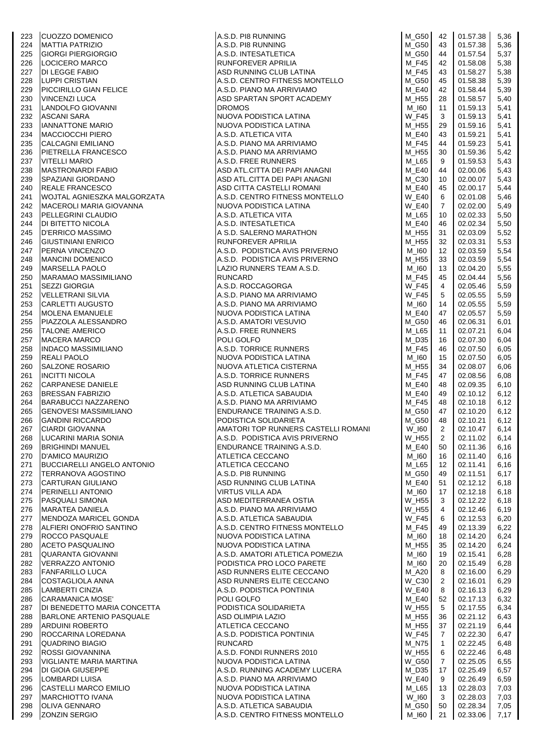| 223 | CUOZZO DOMENICO | A.S.D. PI8 RUNNING | M_G50 | 42 | 01.57.38 | 5,36 |
|---|---|---|---|---|---|---|
| 224 | MATTIA PATRIZIO | A.S.D. PI8 RUNNING | M_G50 | 43 | 01.57.38 | 5,36 |
| 225 | GIORGI PIERGIORGIO | A.S.D. INTESATLETICA | M_G50 | 44 | 01.57.54 | 5,37 |
| 226 | LOCICERO MARCO | RUNFOREVER APRILIA | M_F45 | 42 | 01.58.08 | 5,38 |
| 227 | DI LEGGE FABIO | ASD RUNNING CLUB LATINA | M_F45 | 43 | 01.58.27 | 5,38 |
| 228 | LUPPI CRISTIAN | A.S.D. CENTRO FITNESS MONTELLO | M_G50 | 45 | 01.58.38 | 5,39 |
| 229 | PICCIRILLO GIAN FELICE | A.S.D. PIANO MA ARRIVIAMO | M_E40 | 42 | 01.58.44 | 5,39 |
| 230 | VINCENZI LUCA | ASD SPARTAN SPORT ACADEMY | M_H55 | 28 | 01.58.57 | 5,40 |
| 231 | LANDOLFO GIOVANNI | DROMOS | M_I60 | 11 | 01.59.13 | 5,41 |
| 232 | ASCANI SARA | NUOVA PODISTICA LATINA | W_F45 | 3 | 01.59.13 | 5,41 |
| 233 | IANNATTONE MARIO | NUOVA PODISTICA LATINA | M_H55 | 29 | 01.59.16 | 5,41 |
| 234 | MACCIOCCHI PIERO | A.S.D. ATLETICA VITA | M_E40 | 43 | 01.59.21 | 5,41 |
| 235 | CALCAGNI EMILIANO | A.S.D. PIANO MA ARRIVIAMO | M_F45 | 44 | 01.59.23 | 5,41 |
| 236 | PIETRELLA FRANCESCO | A.S.D. PIANO MA ARRIVIAMO | M_H55 | 30 | 01.59.36 | 5,42 |
| 237 | VITELLI MARIO | A.S.D. FREE RUNNERS | M_L65 | 9 | 01.59.53 | 5,43 |
| 238 | MASTRONARDI FABIO | ASD ATL.CITTA DEI PAPI ANAGNI | M_E40 | 44 | 02.00.06 | 5,43 |
| 239 | SPAZIANI GIORDANO | ASD ATL.CITTA DEI PAPI ANAGNI | M_C30 | 10 | 02.00.07 | 5,43 |
| 240 | REALE FRANCESCO | ASD CITTA CASTELLI ROMANI | M_E40 | 45 | 02.00.17 | 5,44 |
| 241 | WOJTAL AGNIESZKA MALGORZATA | A.S.D. CENTRO FITNESS MONTELLO | W_E40 | 6 | 02.01.08 | 5,46 |
| 242 | MACEROLI MARIA GIOVANNA | NUOVA PODISTICA LATINA | W_E40 | 7 | 02.02.00 | 5,49 |
| 243 | PELLEGRINI CLAUDIO | A.S.D. ATLETICA VITA | M_L65 | 10 | 02.02.33 | 5,50 |
| 244 | DI BITETTO NICOLA | A.S.D. INTESATLETICA | M_E40 | 46 | 02.02.34 | 5,50 |
| 245 | D'ERRICO MASSIMO | A S.D. SALERNO MARATHON | M_H55 | 31 | 02.03.09 | 5,52 |
| 246 | GIUSTINIANI ENRICO | RUNFOREVER APRILIA | M_H55 | 32 | 02.03.31 | 5,53 |
| 247 | PERNA VINCENZO | A.S.D. PODISTICA AVIS PRIVERNO | M_I60 | 12 | 02.03.59 | 5,54 |
| 248 | MANCINI DOMENICO | A.S.D. PODISTICA AVIS PRIVERNO | M_H55 | 33 | 02.03.59 | 5,54 |
| 249 | MARSELLA PAOLO | LAZIO RUNNERS TEAM A.S.D. | M_I60 | 13 | 02.04.20 | 5,55 |
| 250 | MARAMAO MASSIMILIANO | RUNCARD | M_F45 | 45 | 02.04.44 | 5,56 |
| 251 | SEZZI GIORGIA | A.S.D. ROCCAGORGA | W_F45 | 4 | 02.05.46 | 5,59 |
| 252 | VELLETRANI SILVIA | A.S.D. PIANO MA ARRIVIAMO | W_F45 | 5 | 02.05.55 | 5,59 |
| 253 | CARLETTI AUGUSTO | A.S.D. PIANO MA ARRIVIAMO | M_I60 | 14 | 02.05.55 | 5,59 |
| 254 | MOLENA EMANUELE | NUOVA PODISTICA LATINA | M_E40 | 47 | 02.05.57 | 5,59 |
| 255 | PIAZZOLA ALESSANDRO | A.S.D. AMATORI VESUVIO | M_G50 | 46 | 02.06.31 | 6,01 |
| 256 | TALONE AMERICO | A.S.D. FREE RUNNERS | M_L65 | 11 | 02.07.21 | 6,04 |
| 257 | MACERA MARCO | POLI GOLFO | M_D35 | 16 | 02.07.30 | 6,04 |
| 258 | INDACO MASSIMILIANO | A.S.D. TORRICE RUNNERS | M_F45 | 46 | 02.07.50 | 6,05 |
| 259 | REALI PAOLO | NUOVA PODISTICA LATINA | M_I60 | 15 | 02.07.50 | 6,05 |
| 260 | SALZONE ROSARIO | NUOVA ATLETICA CISTERNA | M_H55 | 34 | 02.08.07 | 6,06 |
| 261 | INCITTI NICOLA | A.S.D. TORRICE RUNNERS | M_F45 | 47 | 02.08.56 | 6,08 |
| 262 | CARPANESE DANIELE | ASD RUNNING CLUB LATINA | M_E40 | 48 | 02.09.35 | 6,10 |
| 263 | BRESSAN FABRIZIO | A.S.D. ATLETICA SABAUDIA | M_E40 | 49 | 02.10.12 | 6,12 |
| 264 | BARABUCCI NAZZARENO | A.S.D. PIANO MA ARRIVIAMO | M_F45 | 48 | 02.10.18 | 6,12 |
| 265 | GENOVESI MASSIMILIANO | ENDURANCE TRAINING A.S.D. | M_G50 | 47 | 02.10.20 | 6,12 |
| 266 | GANDINI RICCARDO | PODISTICA SOLIDARIETA | M_G50 | 48 | 02.10.21 | 6,12 |
| 267 | CIARDI GIOVANNA | AMATORI TOP RUNNERS CASTELLI ROMANI | W_I60 | 2 | 02.10.47 | 6,14 |
| 268 | LUCARINI MARIA SONIA | A.S.D. PODISTICA AVIS PRIVERNO | W_H55 | 2 | 02.11.02 | 6,14 |
| 269 | BRIGHINDI MANUEL | ENDURANCE TRAINING A.S.D. | M_E40 | 50 | 02.11.36 | 6,16 |
| 270 | D'AMICO MAURIZIO | ATLETICA CECCANO | M_I60 | 16 | 02.11.40 | 6,16 |
| 271 | BUCCIARELLI ANGELO ANTONIO | ATLETICA CECCANO | M_L65 | 12 | 02.11.41 | 6,16 |
| 272 | TERRANOVA AGOSTINO | A.S.D. PI8 RUNNING | M_G50 | 49 | 02.11.51 | 6,17 |
| 273 | CARTURAN GIULIANO | ASD RUNNING CLUB LATINA | M_E40 | 51 | 02.12.12 | 6,18 |
| 274 | PERINELLI ANTONIO | VIRTUS VILLA ADA | M_I60 | 17 | 02.12.18 | 6,18 |
| 275 | PASQUALI SIMONA | ASD MEDITERRANEA OSTIA | W_H55 | 3 | 02.12.22 | 6,18 |
| 276 | MARATEA DANIELA | A.S.D. PIANO MA ARRIVIAMO | W_H55 | 4 | 02.12.46 | 6,19 |
| 277 | MENDOZA MARICEL GONDA | A.S.D. ATLETICA SABAUDIA | W_F45 | 6 | 02.12.53 | 6,20 |
| 278 | ALFIERI ONOFRIO SANTINO | A.S.D. CENTRO FITNESS MONTELLO | M_F45 | 49 | 02.13.39 | 6,22 |
| 279 | ROCCO PASQUALE | NUOVA PODISTICA LATINA | M_I60 | 18 | 02.14.20 | 6,24 |
| 280 | ACETO PASQUALINO | NUOVA PODISTICA LATINA | M_H55 | 35 | 02.14.20 | 6,24 |
| 281 | QUARANTA GIOVANNI | A.S.D. AMATORI ATLETICA POMEZIA | M_I60 | 19 | 02.15.41 | 6,28 |
| 282 | VERRAZZO ANTONIO | PODISTICA PRO LOCO PARETE | M_I60 | 20 | 02.15.49 | 6,28 |
| 283 | FANFARILLO LUCA | ASD RUNNERS ELITE CECCANO | M_A20 | 8 | 02.16.00 | 6,29 |
| 284 | COSTAGLIOLA ANNA | ASD RUNNERS ELITE CECCANO | W_C30 | 2 | 02.16.01 | 6,29 |
| 285 | LAMBERTI CINZIA | A.S.D. PODISTICA PONTINIA | W_E40 | 8 | 02.16.13 | 6,29 |
| 286 | CARAMANICA MOSE' | POLI GOLFO | M_E40 | 52 | 02.17.13 | 6,32 |
| 287 | DI BENEDETTO MARIA CONCETTA | PODISTICA SOLIDARIETA | W_H55 | 5 | 02.17.55 | 6,34 |
| 288 | BARLONE ARTENIO PASQUALE | ASD OLIMPIA LAZIO | M_H55 | 36 | 02.21.12 | 6,43 |
| 289 | ARDUINI ROBERTO | ATLETICA CECCANO | M_H55 | 37 | 02.21.19 | 6,44 |
| 290 | ROCCARINA LOREDANA | A.S.D. PODISTICA PONTINIA | W_F45 | 7 | 02.22.30 | 6,47 |
| 291 | QUADRINO BIAGIO | RUNCARD | M_N75 | 1 | 02.22.45 | 6,48 |
| 292 | ROSSI GIOVANNINA | A.S.D. FONDI RUNNERS 2010 | W_H55 | 6 | 02.22.46 | 6,48 |
| 293 | VIGLIANTE MARIA MARTINA | NUOVA PODISTICA LATINA | W_G50 | 7 | 02.25.05 | 6,55 |
| 294 | DI GIOIA GIUSEPPE | A.S.D. RUNNING ACADEMY LUCERA | M_D35 | 17 | 02.25.49 | 6,57 |
| 295 | LOMBARDI LUISA | A.S.D. PIANO MA ARRIVIAMO | W_E40 | 9 | 02.26.49 | 6,59 |
| 296 | CASTELLI MARCO EMILIO | NUOVA PODISTICA LATINA | M_L65 | 13 | 02.28.03 | 7,03 |
| 297 | MARCHIOTTO IVANA | NUOVA PODISTICA LATINA | W_I60 | 3 | 02.28.03 | 7,03 |
| 298 | OLIVA GENNARO | A.S.D. ATLETICA SABAUDIA | M_G50 | 50 | 02.28.34 | 7,05 |
| 299 | ZONZIN SERGIO | A.S.D. CENTRO FITNESS MONTELLO | M_I60 | 21 | 02.33.06 | 7,17 |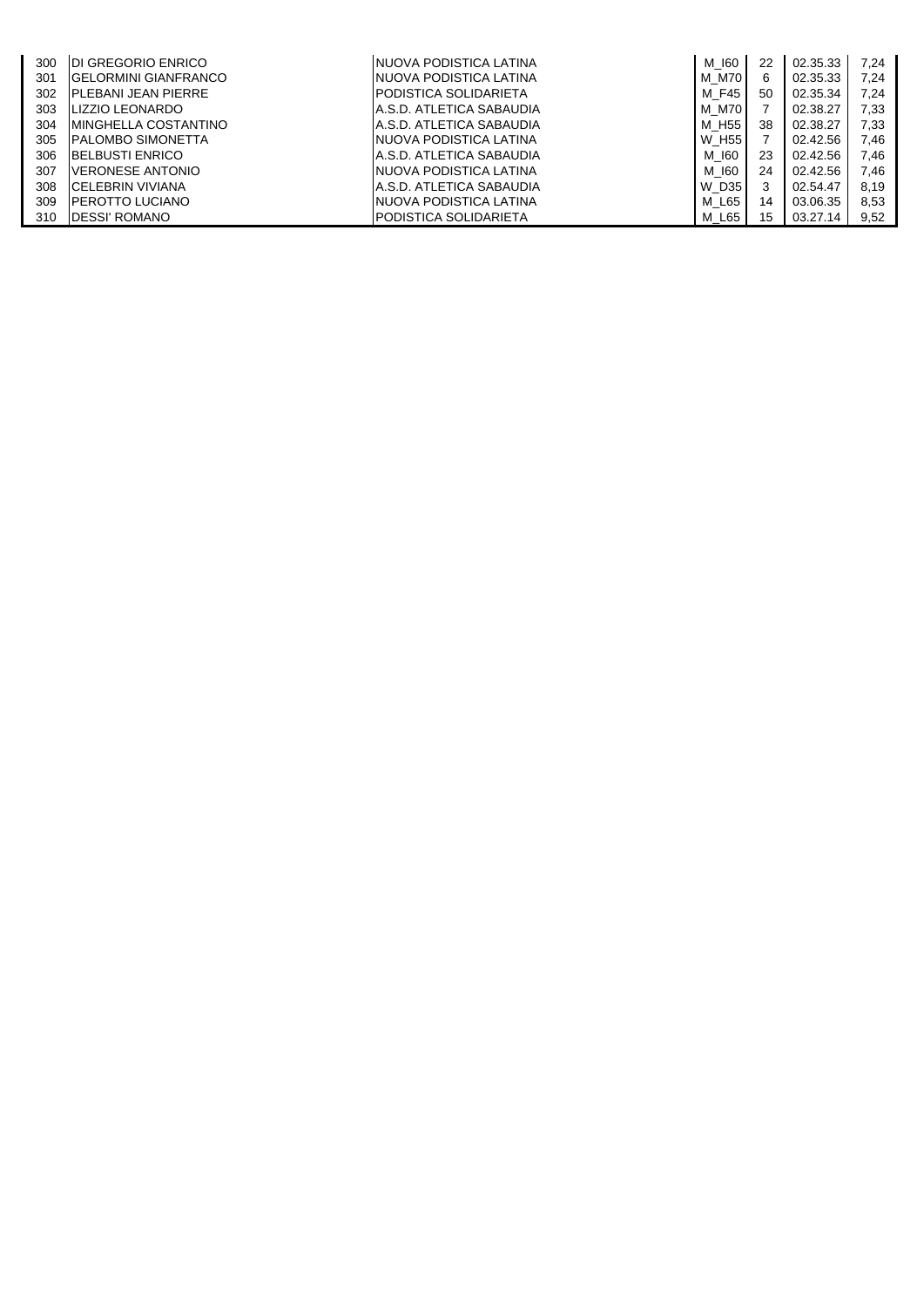| | | | | | | |
|---|---|---|---|---|---|---|
| 300 | DI GREGORIO ENRICO | NUOVA PODISTICA LATINA | M_I60 | 22 | 02.35.33 | 7,24 |
| 301 | GELORMINI GIANFRANCO | NUOVA PODISTICA LATINA | M_M70 | 6 | 02.35.33 | 7,24 |
| 302 | PLEBANI JEAN PIERRE | PODISTICA SOLIDARIETA | M_F45 | 50 | 02.35.34 | 7,24 |
| 303 | LIZZIO LEONARDO | A.S.D. ATLETICA SABAUDIA | M_M70 | 7 | 02.38.27 | 7,33 |
| 304 | MINGHELLA COSTANTINO | A.S.D. ATLETICA SABAUDIA | M_H55 | 38 | 02.38.27 | 7,33 |
| 305 | PALOMBO SIMONETTA | NUOVA PODISTICA LATINA | W_H55 | 7 | 02.42.56 | 7,46 |
| 306 | BELBUSTI ENRICO | A.S.D. ATLETICA SABAUDIA | M_I60 | 23 | 02.42.56 | 7,46 |
| 307 | VERONESE ANTONIO | NUOVA PODISTICA LATINA | M_I60 | 24 | 02.42.56 | 7,46 |
| 308 | CELEBRIN VIVIANA | A.S.D. ATLETICA SABAUDIA | W_D35 | 3 | 02.54.47 | 8,19 |
| 309 | PEROTTO LUCIANO | NUOVA PODISTICA LATINA | M_L65 | 14 | 03.06.35 | 8,53 |
| 310 | DESSI' ROMANO | PODISTICA SOLIDARIETA | M_L65 | 15 | 03.27.14 | 9,52 |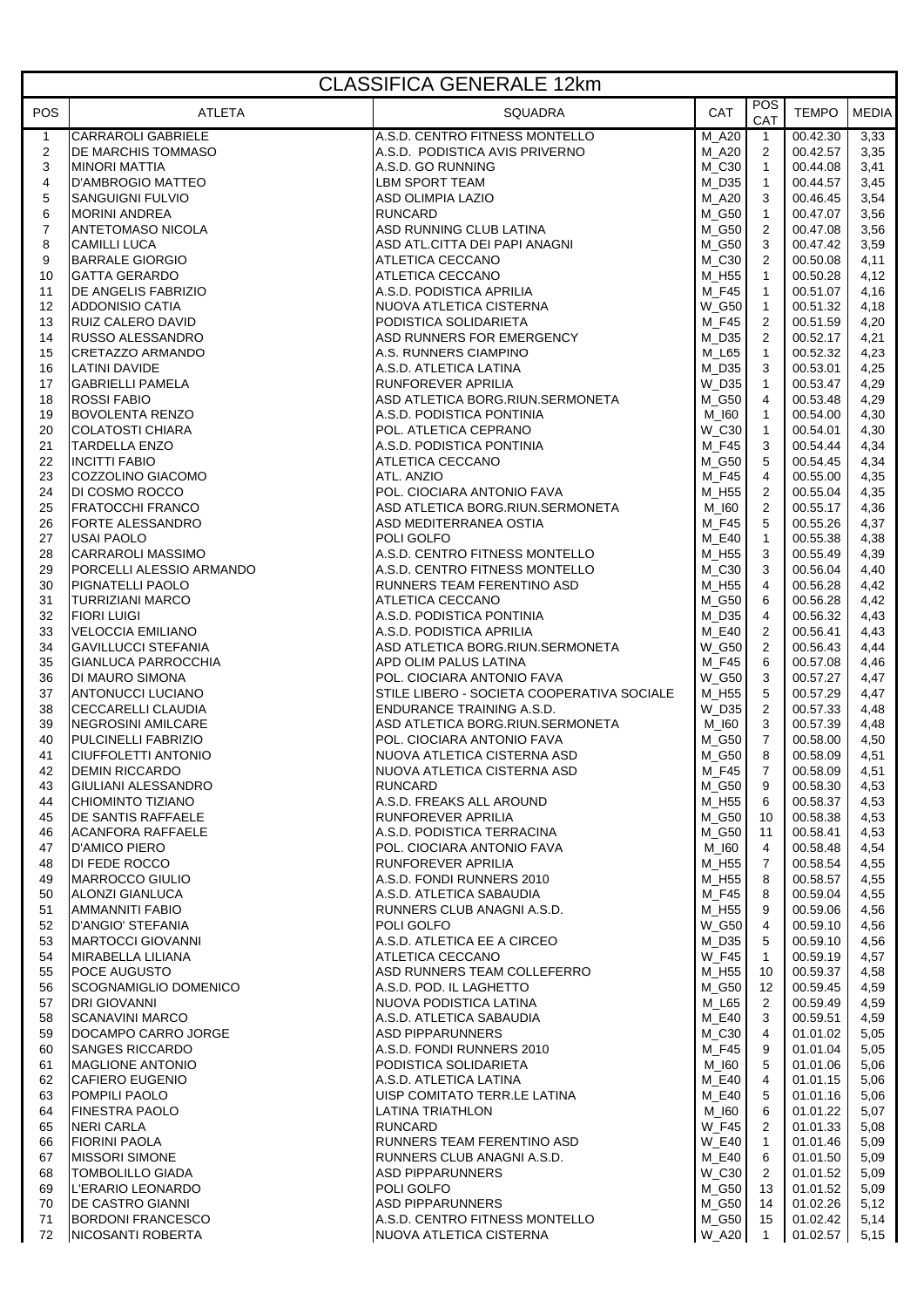# CLASSIFICA GENERALE 12km

| POS | ATLETA | SQUADRA | CAT | POS CAT | TEMPO | MEDIA |
|---|---|---|---|---|---|---|
| 1 | CARRAROLI GABRIELE | A.S.D. CENTRO FITNESS MONTELLO | M_A20 | 1 | 00.42.30 | 3,33 |
| 2 | DE MARCHIS TOMMASO | A.S.D. PODISTICA AVIS PRIVERNO | M_A20 | 2 | 00.42.57 | 3,35 |
| 3 | MINORI MATTIA | A.S.D. GO RUNNING | M_C30 | 1 | 00.44.08 | 3,41 |
| 4 | D'AMBROGIO MATTEO | LBM SPORT TEAM | M_D35 | 1 | 00.44.57 | 3,45 |
| 5 | SANGUIGNI FULVIO | ASD OLIMPIA LAZIO | M_A20 | 3 | 00.46.45 | 3,54 |
| 6 | MORINI ANDREA | RUNCARD | M_G50 | 1 | 00.47.07 | 3,56 |
| 7 | ANTETOMASO NICOLA | ASD RUNNING CLUB LATINA | M_G50 | 2 | 00.47.08 | 3,56 |
| 8 | CAMILLI LUCA | ASD ATL.CITTA DEI PAPI ANAGNI | M_G50 | 3 | 00.47.42 | 3,59 |
| 9 | BARRALE GIORGIO | ATLETICA CECCANO | M_C30 | 2 | 00.50.08 | 4,11 |
| 10 | GATTA GERARDO | ATLETICA CECCANO | M_H55 | 1 | 00.50.28 | 4,12 |
| 11 | DE ANGELIS FABRIZIO | A.S.D. PODISTICA APRILIA | M_F45 | 1 | 00.51.07 | 4,16 |
| 12 | ADDONISIO CATIA | NUOVA ATLETICA CISTERNA | W_G50 | 1 | 00.51.32 | 4,18 |
| 13 | RUIZ CALERO DAVID | PODISTICA SOLIDARIETA | M_F45 | 2 | 00.51.59 | 4,20 |
| 14 | RUSSO ALESSANDRO | ASD RUNNERS FOR EMERGENCY | M_D35 | 2 | 00.52.17 | 4,21 |
| 15 | CRETAZZO ARMANDO | A.S. RUNNERS CIAMPINO | M_L65 | 1 | 00.52.32 | 4,23 |
| 16 | LATINI DAVIDE | A.S.D. ATLETICA LATINA | M_D35 | 3 | 00.53.01 | 4,25 |
| 17 | GABRIELLI PAMELA | RUNFOREVER APRILIA | W_D35 | 1 | 00.53.47 | 4,29 |
| 18 | ROSSI FABIO | ASD ATLETICA BORG.RIUN.SERMONETA | M_G50 | 4 | 00.53.48 | 4,29 |
| 19 | BOVOLENTA RENZO | A.S.D. PODISTICA PONTINIA | M_I60 | 1 | 00.54.00 | 4,30 |
| 20 | COLATOSTI CHIARA | POL. ATLETICA CEPRANO | W_C30 | 1 | 00.54.01 | 4,30 |
| 21 | TARDELLA ENZO | A.S.D. PODISTICA PONTINIA | M_F45 | 3 | 00.54.44 | 4,34 |
| 22 | INCITTI FABIO | ATLETICA CECCANO | M_G50 | 5 | 00.54.45 | 4,34 |
| 23 | COZZOLINO GIACOMO | ATL. ANZIO | M_F45 | 4 | 00.55.00 | 4,35 |
| 24 | DI COSMO ROCCO | POL. CIOCIARA ANTONIO FAVA | M_H55 | 2 | 00.55.04 | 4,35 |
| 25 | FRATOCCHI FRANCO | ASD ATLETICA BORG.RIUN.SERMONETA | M_I60 | 2 | 00.55.17 | 4,36 |
| 26 | FORTE ALESSANDRO | ASD MEDITERRANEA OSTIA | M_F45 | 5 | 00.55.26 | 4,37 |
| 27 | USAI PAOLO | POLI GOLFO | M_E40 | 1 | 00.55.38 | 4,38 |
| 28 | CARRAROLI MASSIMO | A.S.D. CENTRO FITNESS MONTELLO | M_H55 | 3 | 00.55.49 | 4,39 |
| 29 | PORCELLI ALESSIO ARMANDO | A.S.D. CENTRO FITNESS MONTELLO | M_C30 | 3 | 00.56.04 | 4,40 |
| 30 | PIGNATELLI PAOLO | RUNNERS TEAM FERENTINO ASD | M_H55 | 4 | 00.56.28 | 4,42 |
| 31 | TURRIZIANI MARCO | ATLETICA CECCANO | M_G50 | 6 | 00.56.28 | 4,42 |
| 32 | FIORI LUIGI | A.S.D. PODISTICA PONTINIA | M_D35 | 4 | 00.56.32 | 4,43 |
| 33 | VELOCCIA EMILIANO | A.S.D. PODISTICA APRILIA | M_E40 | 2 | 00.56.41 | 4,43 |
| 34 | GAVILLUCCI STEFANIA | ASD ATLETICA BORG.RIUN.SERMONETA | W_G50 | 2 | 00.56.43 | 4,44 |
| 35 | GIANLUCA PARROCCHIA | APD OLIM PALUS LATINA | M_F45 | 6 | 00.57.08 | 4,46 |
| 36 | DI MAURO SIMONA | POL. CIOCIARA ANTONIO FAVA | W_G50 | 3 | 00.57.27 | 4,47 |
| 37 | ANTONUCCI LUCIANO | STILE LIBERO - SOCIETA COOPERATIVA SOCIALE | M_H55 | 5 | 00.57.29 | 4,47 |
| 38 | CECCARELLI CLAUDIA | ENDURANCE TRAINING A.S.D. | W_D35 | 2 | 00.57.33 | 4,48 |
| 39 | NEGROSINI AMILCARE | ASD ATLETICA BORG.RIUN.SERMONETA | M_I60 | 3 | 00.57.39 | 4,48 |
| 40 | PULCINELLI FABRIZIO | POL. CIOCIARA ANTONIO FAVA | M_G50 | 7 | 00.58.00 | 4,50 |
| 41 | CIUFFOLETTI ANTONIO | NUOVA ATLETICA CISTERNA ASD | M_G50 | 8 | 00.58.09 | 4,51 |
| 42 | DEMIN RICCARDO | NUOVA ATLETICA CISTERNA ASD | M_F45 | 7 | 00.58.09 | 4,51 |
| 43 | GIULIANI ALESSANDRO | RUNCARD | M_G50 | 9 | 00.58.30 | 4,53 |
| 44 | CHIOMINTO TIZIANO | A.S.D. FREAKS ALL AROUND | M_H55 | 6 | 00.58.37 | 4,53 |
| 45 | DE SANTIS RAFFAELE | RUNFOREVER APRILIA | M_G50 | 10 | 00.58.38 | 4,53 |
| 46 | ACANFORA RAFFAELE | A.S.D. PODISTICA TERRACINA | M_G50 | 11 | 00.58.41 | 4,53 |
| 47 | D'AMICO PIERO | POL. CIOCIARA ANTONIO FAVA | M_I60 | 4 | 00.58.48 | 4,54 |
| 48 | DI FEDE ROCCO | RUNFOREVER APRILIA | M_H55 | 7 | 00.58.54 | 4,55 |
| 49 | MARROCCO GIULIO | A.S.D. FONDI RUNNERS 2010 | M_H55 | 8 | 00.58.57 | 4,55 |
| 50 | ALONZI GIANLUCA | A.S.D. ATLETICA SABAUDIA | M_F45 | 8 | 00.59.04 | 4,55 |
| 51 | AMMANNITI FABIO | RUNNERS CLUB ANAGNI A.S.D. | M_H55 | 9 | 00.59.06 | 4,56 |
| 52 | D'ANGIO' STEFANIA | POLI GOLFO | W_G50 | 4 | 00.59.10 | 4,56 |
| 53 | MARTOCCI GIOVANNI | A.S.D. ATLETICA EE A CIRCEO | M_D35 | 5 | 00.59.10 | 4,56 |
| 54 | MIRABELLA LILIANA | ATLETICA CECCANO | W_F45 | 1 | 00.59.19 | 4,57 |
| 55 | POCE AUGUSTO | ASD RUNNERS TEAM COLLEFERRO | M_H55 | 10 | 00.59.37 | 4,58 |
| 56 | SCOGNAMIGLIO DOMENICO | A.S.D. POD. IL LAGHETTO | M_G50 | 12 | 00.59.45 | 4,59 |
| 57 | DRI GIOVANNI | NUOVA PODISTICA LATINA | M_L65 | 2 | 00.59.49 | 4,59 |
| 58 | SCANAVINI MARCO | A.S.D. ATLETICA SABAUDIA | M_E40 | 3 | 00.59.51 | 4,59 |
| 59 | DOCAMPO CARRO JORGE | ASD PIPPARUNNERS | M_C30 | 4 | 01.01.02 | 5,05 |
| 60 | SANGES RICCARDO | A.S.D. FONDI RUNNERS 2010 | M_F45 | 9 | 01.01.04 | 5,05 |
| 61 | MAGLIONE ANTONIO | PODISTICA SOLIDARIETA | M_I60 | 5 | 01.01.06 | 5,06 |
| 62 | CAFIERO EUGENIO | A.S.D. ATLETICA LATINA | M_E40 | 4 | 01.01.15 | 5,06 |
| 63 | POMPILI PAOLO | UISP COMITATO TERR.LE LATINA | M_E40 | 5 | 01.01.16 | 5,06 |
| 64 | FINESTRA PAOLO | LATINA TRIATHLON | M_I60 | 6 | 01.01.22 | 5,07 |
| 65 | NERI CARLA | RUNCARD | W_F45 | 2 | 01.01.33 | 5,08 |
| 66 | FIORINI PAOLA | RUNNERS TEAM FERENTINO ASD | W_E40 | 1 | 01.01.46 | 5,09 |
| 67 | MISSORI SIMONE | RUNNERS CLUB ANAGNI A.S.D. | M_E40 | 6 | 01.01.50 | 5,09 |
| 68 | TOMBOLILLO GIADA | ASD PIPPARUNNERS | W_C30 | 2 | 01.01.52 | 5,09 |
| 69 | L'ERARIO LEONARDO | POLI GOLFO | M_G50 | 13 | 01.01.52 | 5,09 |
| 70 | DE CASTRO GIANNI | ASD PIPPARUNNERS | M_G50 | 14 | 01.02.26 | 5,12 |
| 71 | BORDONI FRANCESCO | A.S.D. CENTRO FITNESS MONTELLO | M_G50 | 15 | 01.02.42 | 5,14 |
| 72 | NICOSANTI ROBERTA | NUOVA ATLETICA CISTERNA | W_A20 | 1 | 01.02.57 | 5,15 |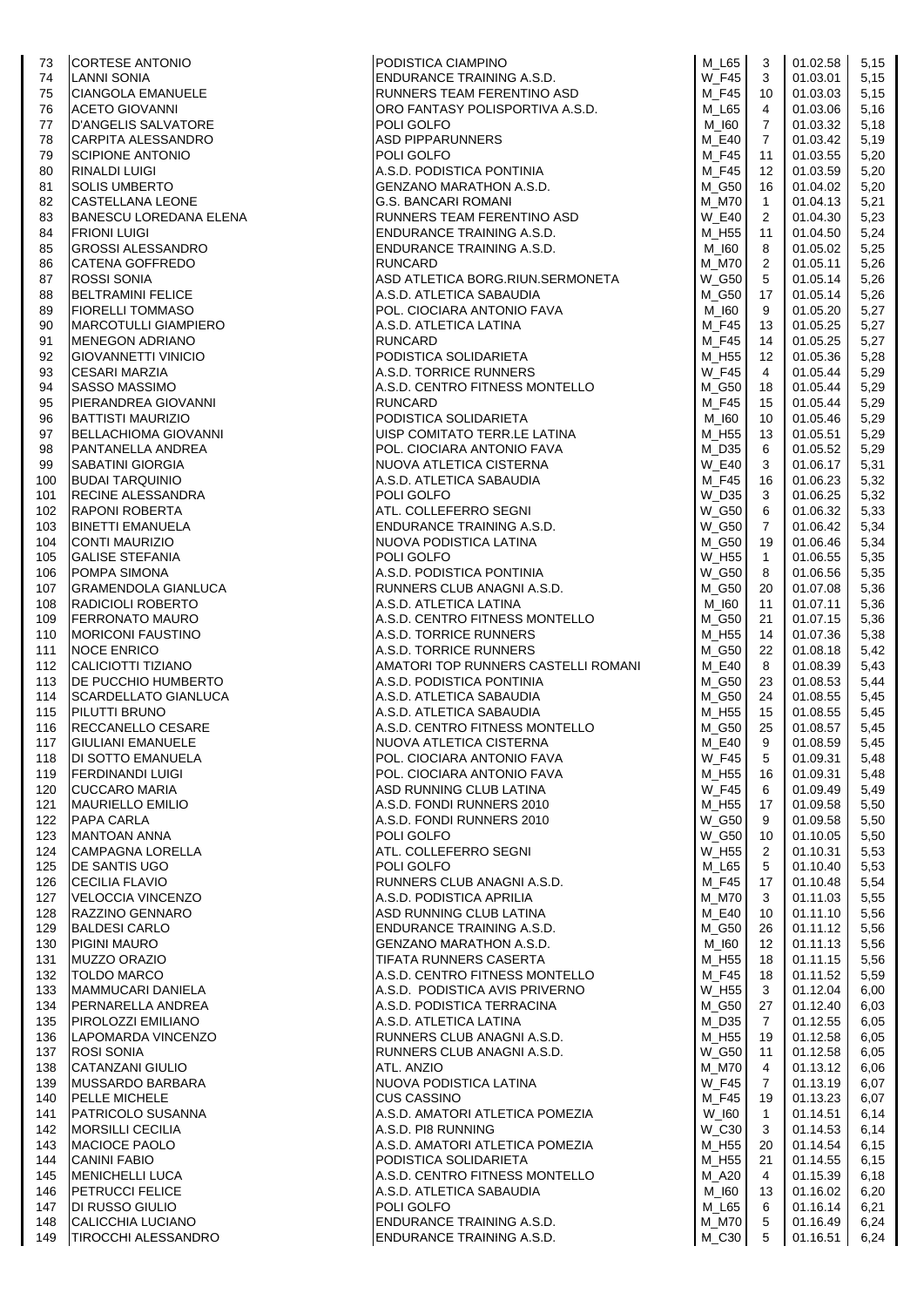| | | | | | | |
|---|---|---|---|---|---|---|
| 73 | CORTESE ANTONIO | PODISTICA CIAMPINO | M_L65 | 3 | 01.02.58 | 5,15 |
| 74 | LANNI SONIA | ENDURANCE TRAINING A.S.D. | W_F45 | 3 | 01.03.01 | 5,15 |
| 75 | CIANGOLA EMANUELE | RUNNERS TEAM FERENTINO ASD | M_F45 | 10 | 01.03.03 | 5,15 |
| 76 | ACETO GIOVANNI | ORO FANTASY POLISPORTIVA A.S.D. | M_L65 | 4 | 01.03.06 | 5,16 |
| 77 | D'ANGELIS SALVATORE | POLI GOLFO | M_I60 | 7 | 01.03.32 | 5,18 |
| 78 | CARPITA ALESSANDRO | ASD PIPPARUNNERS | M_E40 | 7 | 01.03.42 | 5,19 |
| 79 | SCIPIONE ANTONIO | POLI GOLFO | M_F45 | 11 | 01.03.55 | 5,20 |
| 80 | RINALDI LUIGI | A.S.D. PODISTICA PONTINIA | M_F45 | 12 | 01.03.59 | 5,20 |
| 81 | SOLIS UMBERTO | GENZANO MARATHON A.S.D. | M_G50 | 16 | 01.04.02 | 5,20 |
| 82 | CASTELLANA LEONE | G.S. BANCARI ROMANI | M_M70 | 1 | 01.04.13 | 5,21 |
| 83 | BANESCU LOREDANA ELENA | RUNNERS TEAM FERENTINO ASD | W_E40 | 2 | 01.04.30 | 5,23 |
| 84 | FRIONI LUIGI | ENDURANCE TRAINING A.S.D. | M_H55 | 11 | 01.04.50 | 5,24 |
| 85 | GROSSI ALESSANDRO | ENDURANCE TRAINING A.S.D. | M_I60 | 8 | 01.05.02 | 5,25 |
| 86 | CATENA GOFFREDO | RUNCARD | M_M70 | 2 | 01.05.11 | 5,26 |
| 87 | ROSSI SONIA | ASD ATLETICA BORG.RIUN.SERMONETA | W_G50 | 5 | 01.05.14 | 5,26 |
| 88 | BELTRAMINI FELICE | A.S.D. ATLETICA SABAUDIA | M_G50 | 17 | 01.05.14 | 5,26 |
| 89 | FIORELLI TOMMASO | POL. CIOCIARA ANTONIO FAVA | M_I60 | 9 | 01.05.20 | 5,27 |
| 90 | MARCOTULLI GIAMPIERO | A.S.D. ATLETICA LATINA | M_F45 | 13 | 01.05.25 | 5,27 |
| 91 | MENEGON ADRIANO | RUNCARD | M_F45 | 14 | 01.05.25 | 5,27 |
| 92 | GIOVANNETTI VINICIO | PODISTICA SOLIDARIETA | M_H55 | 12 | 01.05.36 | 5,28 |
| 93 | CESARI MARZIA | A.S.D. TORRICE RUNNERS | W_F45 | 4 | 01.05.44 | 5,29 |
| 94 | SASSO MASSIMO | A.S.D. CENTRO FITNESS MONTELLO | M_G50 | 18 | 01.05.44 | 5,29 |
| 95 | PIERANDREA GIOVANNI | RUNCARD | M_F45 | 15 | 01.05.44 | 5,29 |
| 96 | BATTISTI MAURIZIO | PODISTICA SOLIDARIETA | M_I60 | 10 | 01.05.46 | 5,29 |
| 97 | BELLACHIOMA GIOVANNI | UISP COMITATO TERR.LE LATINA | M_H55 | 13 | 01.05.51 | 5,29 |
| 98 | PANTANELLA ANDREA | POL. CIOCIARA ANTONIO FAVA | M_D35 | 6 | 01.05.52 | 5,29 |
| 99 | SABATINI GIORGIA | NUOVA ATLETICA CISTERNA | W_E40 | 3 | 01.06.17 | 5,31 |
| 100 | BUDAI TARQUINIO | A.S.D. ATLETICA SABAUDIA | M_F45 | 16 | 01.06.23 | 5,32 |
| 101 | RECINE ALESSANDRA | POLI GOLFO | W_D35 | 3 | 01.06.25 | 5,32 |
| 102 | RAPONI ROBERTA | ATL. COLLEFERRO SEGNI | W_G50 | 6 | 01.06.32 | 5,33 |
| 103 | BINETTI EMANUELA | ENDURANCE TRAINING A.S.D. | W_G50 | 7 | 01.06.42 | 5,34 |
| 104 | CONTI MAURIZIO | NUOVA PODISTICA LATINA | M_G50 | 19 | 01.06.46 | 5,34 |
| 105 | GALISE STEFANIA | POLI GOLFO | W_H55 | 1 | 01.06.55 | 5,35 |
| 106 | POMPA SIMONA | A.S.D. PODISTICA PONTINIA | W_G50 | 8 | 01.06.56 | 5,35 |
| 107 | GRAMENDOLA GIANLUCA | RUNNERS CLUB ANAGNI A.S.D. | M_G50 | 20 | 01.07.08 | 5,36 |
| 108 | RADICIOLI ROBERTO | A.S.D. ATLETICA LATINA | M_I60 | 11 | 01.07.11 | 5,36 |
| 109 | FERRONATO MAURO | A.S.D. CENTRO FITNESS MONTELLO | M_G50 | 21 | 01.07.15 | 5,36 |
| 110 | MORICONI FAUSTINO | A.S.D. TORRICE RUNNERS | M_H55 | 14 | 01.07.36 | 5,38 |
| 111 | NOCE ENRICO | A.S.D. TORRICE RUNNERS | M_G50 | 22 | 01.08.18 | 5,42 |
| 112 | CALICIOTTI TIZIANO | AMATORI TOP RUNNERS CASTELLI ROMANI | M_E40 | 8 | 01.08.39 | 5,43 |
| 113 | DE PUCCHIO HUMBERTO | A.S.D. PODISTICA PONTINIA | M_G50 | 23 | 01.08.53 | 5,44 |
| 114 | SCARDELLATO GIANLUCA | A.S.D. ATLETICA SABAUDIA | M_G50 | 24 | 01.08.55 | 5,45 |
| 115 | PILUTTI BRUNO | A.S.D. ATLETICA SABAUDIA | M_H55 | 15 | 01.08.55 | 5,45 |
| 116 | RECCANELLO CESARE | A.S.D. CENTRO FITNESS MONTELLO | M_G50 | 25 | 01.08.57 | 5,45 |
| 117 | GIULIANI EMANUELE | NUOVA ATLETICA CISTERNA | M_E40 | 9 | 01.08.59 | 5,45 |
| 118 | DI SOTTO EMANUELA | POL. CIOCIARA ANTONIO FAVA | W_F45 | 5 | 01.09.31 | 5,48 |
| 119 | FERDINANDI LUIGI | POL. CIOCIARA ANTONIO FAVA | M_H55 | 16 | 01.09.31 | 5,48 |
| 120 | CUCCARO MARIA | ASD RUNNING CLUB LATINA | W_F45 | 6 | 01.09.49 | 5,49 |
| 121 | MAURIELLO EMILIO | A.S.D. FONDI RUNNERS 2010 | M_H55 | 17 | 01.09.58 | 5,50 |
| 122 | PAPA CARLA | A.S.D. FONDI RUNNERS 2010 | W_G50 | 9 | 01.09.58 | 5,50 |
| 123 | MANTOAN ANNA | POLI GOLFO | W_G50 | 10 | 01.10.05 | 5,50 |
| 124 | CAMPAGNA LORELLA | ATL. COLLEFERRO SEGNI | W_H55 | 2 | 01.10.31 | 5,53 |
| 125 | DE SANTIS UGO | POLI GOLFO | M_L65 | 5 | 01.10.40 | 5,53 |
| 126 | CECILIA FLAVIO | RUNNERS CLUB ANAGNI A.S.D. | M_F45 | 17 | 01.10.48 | 5,54 |
| 127 | VELOCCIA VINCENZO | A.S.D. PODISTICA APRILIA | M_M70 | 3 | 01.11.03 | 5,55 |
| 128 | RAZZINO GENNARO | ASD RUNNING CLUB LATINA | M_E40 | 10 | 01.11.10 | 5,56 |
| 129 | BALDESI CARLO | ENDURANCE TRAINING A.S.D. | M_G50 | 26 | 01.11.12 | 5,56 |
| 130 | PIGINI MAURO | GENZANO MARATHON A.S.D. | M_I60 | 12 | 01.11.13 | 5,56 |
| 131 | MUZZO ORAZIO | TIFATA RUNNERS CASERTA | M_H55 | 18 | 01.11.15 | 5,56 |
| 132 | TOLDO MARCO | A.S.D. CENTRO FITNESS MONTELLO | M_F45 | 18 | 01.11.52 | 5,59 |
| 133 | MAMMUCARI DANIELA | A.S.D. PODISTICA AVIS PRIVERNO | W_H55 | 3 | 01.12.04 | 6,00 |
| 134 | PERNARELLA ANDREA | A.S.D. PODISTICA TERRACINA | M_G50 | 27 | 01.12.40 | 6,03 |
| 135 | PIROLOZZI EMILIANO | A.S.D. ATLETICA LATINA | M_D35 | 7 | 01.12.55 | 6,05 |
| 136 | LAPOMARDA VINCENZO | RUNNERS CLUB ANAGNI A.S.D. | M_H55 | 19 | 01.12.58 | 6,05 |
| 137 | ROSI SONIA | RUNNERS CLUB ANAGNI A.S.D. | W_G50 | 11 | 01.12.58 | 6,05 |
| 138 | CATANZANI GIULIO | ATL. ANZIO | M_M70 | 4 | 01.13.12 | 6,06 |
| 139 | MUSSARDO BARBARA | NUOVA PODISTICA LATINA | W_F45 | 7 | 01.13.19 | 6,07 |
| 140 | PELLE MICHELE | CUS CASSINO | M_F45 | 19 | 01.13.23 | 6,07 |
| 141 | PATRICOLO SUSANNA | A.S.D. AMATORI ATLETICA POMEZIA | W_I60 | 1 | 01.14.51 | 6,14 |
| 142 | MORSILLI CECILIA | A.S.D. PI8 RUNNING | W_C30 | 3 | 01.14.53 | 6,14 |
| 143 | MACIOCE PAOLO | A.S.D. AMATORI ATLETICA POMEZIA | M_H55 | 20 | 01.14.54 | 6,15 |
| 144 | CANINI FABIO | PODISTICA SOLIDARIETA | M_H55 | 21 | 01.14.55 | 6,15 |
| 145 | MENICHELLI LUCA | A.S.D. CENTRO FITNESS MONTELLO | M_A20 | 4 | 01.15.39 | 6,18 |
| 146 | PETRUCCI FELICE | A.S.D. ATLETICA SABAUDIA | M_I60 | 13 | 01.16.02 | 6,20 |
| 147 | DI RUSSO GIULIO | POLI GOLFO | M_L65 | 6 | 01.16.14 | 6,21 |
| 148 | CALICCHIA LUCIANO | ENDURANCE TRAINING A.S.D. | M_M70 | 5 | 01.16.49 | 6,24 |
| 149 | TIROCCHI ALESSANDRO | ENDURANCE TRAINING A.S.D. | M_C30 | 5 | 01.16.51 | 6,24 |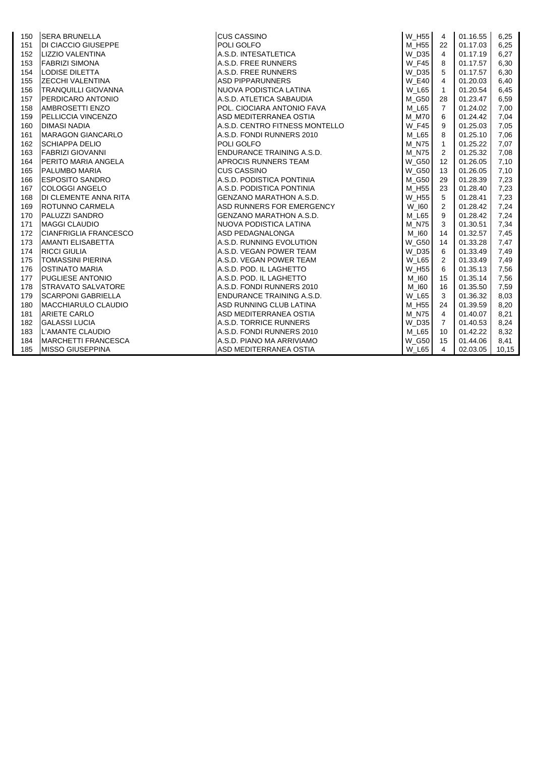| | | | | | | |
|---|---|---|---|---|---|---|
| 150 | SERA BRUNELLA | CUS CASSINO | W_H55 | 4 | 01.16.55 | 6,25 |
| 151 | DI CIACCIO GIUSEPPE | POLI GOLFO | M_H55 | 22 | 01.17.03 | 6,25 |
| 152 | LIZZIO VALENTINA | A.S.D. INTESATLETICA | W_D35 | 4 | 01.17.19 | 6,27 |
| 153 | FABRIZI SIMONA | A.S.D. FREE RUNNERS | W_F45 | 8 | 01.17.57 | 6,30 |
| 154 | LODISE DILETTA | A.S.D. FREE RUNNERS | W_D35 | 5 | 01.17.57 | 6,30 |
| 155 | ZECCHI VALENTINA | ASD PIPPARUNNERS | W_E40 | 4 | 01.20.03 | 6,40 |
| 156 | TRANQUILLI GIOVANNA | NUOVA PODISTICA LATINA | W_L65 | 1 | 01.20.54 | 6,45 |
| 157 | PERDICARO ANTONIO | A.S.D. ATLETICA SABAUDIA | M_G50 | 28 | 01.23.47 | 6,59 |
| 158 | AMBROSETTI ENZO | POL. CIOCIARA ANTONIO FAVA | M_L65 | 7 | 01.24.02 | 7,00 |
| 159 | PELLICCIA VINCENZO | ASD MEDITERRANEA OSTIA | M_M70 | 6 | 01.24.42 | 7,04 |
| 160 | DIMASI NADIA | A.S.D. CENTRO FITNESS MONTELLO | W_F45 | 9 | 01.25.03 | 7,05 |
| 161 | MARAGON GIANCARLO | A.S.D. FONDI RUNNERS 2010 | M_L65 | 8 | 01.25.10 | 7,06 |
| 162 | SCHIAPPA DELIO | POLI GOLFO | M_N75 | 1 | 01.25.22 | 7,07 |
| 163 | FABRIZI GIOVANNI | ENDURANCE TRAINING A.S.D. | M_N75 | 2 | 01.25.32 | 7,08 |
| 164 | PERITO MARIA ANGELA | APROCIS RUNNERS TEAM | W_G50 | 12 | 01.26.05 | 7,10 |
| 165 | PALUMBO MARIA | CUS CASSINO | W_G50 | 13 | 01.26.05 | 7,10 |
| 166 | ESPOSITO SANDRO | A.S.D. PODISTICA PONTINIA | M_G50 | 29 | 01.28.39 | 7,23 |
| 167 | COLOGGI ANGELO | A.S.D. PODISTICA PONTINIA | M_H55 | 23 | 01.28.40 | 7,23 |
| 168 | DI CLEMENTE ANNA RITA | GENZANO MARATHON A.S.D. | W_H55 | 5 | 01.28.41 | 7,23 |
| 169 | ROTUNNO CARMELA | ASD RUNNERS FOR EMERGENCY | W_I60 | 2 | 01.28.42 | 7,24 |
| 170 | PALUZZI SANDRO | GENZANO MARATHON A.S.D. | M_L65 | 9 | 01.28.42 | 7,24 |
| 171 | MAGGI CLAUDIO | NUOVA PODISTICA LATINA | M_N75 | 3 | 01.30.51 | 7,34 |
| 172 | CIANFRIGLIA FRANCESCO | ASD PEDAGNALONGA | M_I60 | 14 | 01.32.57 | 7,45 |
| 173 | AMANTI ELISABETTA | A.S.D. RUNNING EVOLUTION | W_G50 | 14 | 01.33.28 | 7,47 |
| 174 | RICCI GIULIA | A.S.D. VEGAN POWER TEAM | W_D35 | 6 | 01.33.49 | 7,49 |
| 175 | TOMASSINI PIERINA | A.S.D. VEGAN POWER TEAM | W_L65 | 2 | 01.33.49 | 7,49 |
| 176 | OSTINATO MARIA | A.S.D. POD. IL LAGHETTO | W_H55 | 6 | 01.35.13 | 7,56 |
| 177 | PUGLIESE ANTONIO | A.S.D. POD. IL LAGHETTO | M_I60 | 15 | 01.35.14 | 7,56 |
| 178 | STRAVATO SALVATORE | A.S.D. FONDI RUNNERS 2010 | M_I60 | 16 | 01.35.50 | 7,59 |
| 179 | SCARPONI GABRIELLA | ENDURANCE TRAINING A.S.D. | W_L65 | 3 | 01.36.32 | 8,03 |
| 180 | MACCHIARULO CLAUDIO | ASD RUNNING CLUB LATINA | M_H55 | 24 | 01.39.59 | 8,20 |
| 181 | ARIETE CARLO | ASD MEDITERRANEA OSTIA | M_N75 | 4 | 01.40.07 | 8,21 |
| 182 | GALASSI LUCIA | A.S.D. TORRICE RUNNERS | W_D35 | 7 | 01.40.53 | 8,24 |
| 183 | L'AMANTE CLAUDIO | A.S.D. FONDI RUNNERS 2010 | M_L65 | 10 | 01.42.22 | 8,32 |
| 184 | MARCHETTI FRANCESCA | A.S.D. PIANO MA ARRIVIAMO | W_G50 | 15 | 01.44.06 | 8,41 |
| 185 | MISSO GIUSEPPINA | ASD MEDITERRANEA OSTIA | W_L65 | 4 | 02.03.05 | 10,15 |